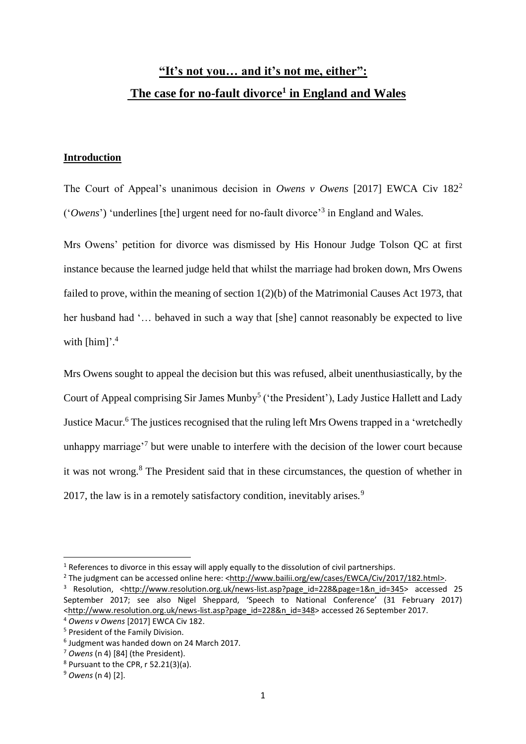# **"It's not you… and it's not me, either": The case for no-fault divorce[1] in England and Wales**

## **Introduction**

The Court of Appeal's unanimous decision in *Owens v Owens* [2017] EWCA Civ 182[2] ('*Owens*') 'underlines [the] urgent need for no-fault divorce'[3] in England and Wales.

Mrs Owens' petition for divorce was dismissed by His Honour Judge Tolson QC at first instance because the learned judge held that whilst the marriage had broken down, Mrs Owens failed to prove, within the meaning of section 1(2)(b) of the Matrimonial Causes Act 1973, that her husband had '… behaved in such a way that [she] cannot reasonably be expected to live with [him]'.[4]

Mrs Owens sought to appeal the decision but this was refused, albeit unenthusiastically, by the Court of Appeal comprising Sir James Munby[5] ('the President'), Lady Justice Hallett and Lady Justice Macur.[6] The justices recognised that the ruling left Mrs Owens trapped in a 'wretchedly unhappy marriage'[7] but were unable to interfere with the decision of the lower court because it was not wrong.[8] The President said that in these circumstances, the question of whether in 2017, the law is in a remotely satisfactory condition, inevitably arises.[9]

---

[1] References to divorce in this essay will apply equally to the dissolution of civil partnerships.

[2] The judgment can be accessed online here: <http://www.bailii.org/ew/cases/EWCA/Civ/2017/182.html>.

[3] Resolution, <http://www.resolution.org.uk/news-list.asp?page_id=228&page=1&n_id=345> accessed 25 September 2017; see also Nigel Sheppard, 'Speech to National Conference' (31 February 2017) <http://www.resolution.org.uk/news-list.asp?page_id=228&n_id=348> accessed 26 September 2017.

[4] *Owens v Owens* [2017] EWCA Civ 182.

[5] President of the Family Division.

[6] Judgment was handed down on 24 March 2017.

[7] *Owens* (n 4) [84] (the President).

[8] Pursuant to the CPR, r 52.21(3)(a).

[9] *Owens* (n 4) [2].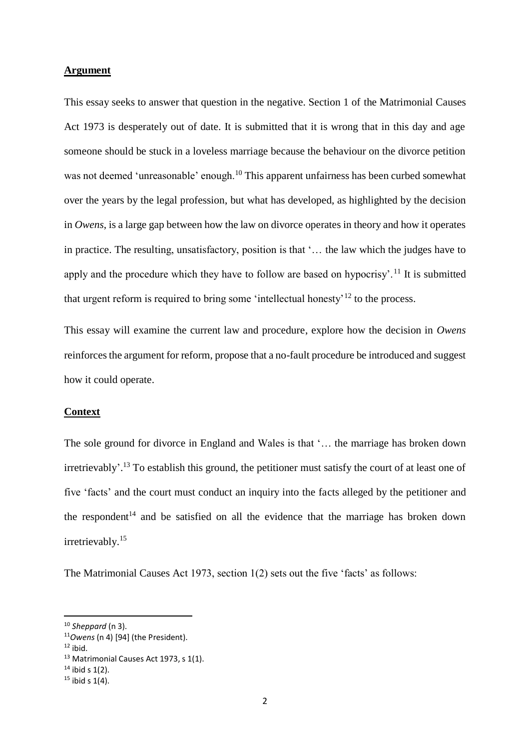## Argument

This essay seeks to answer that question in the negative. Section 1 of the Matrimonial Causes Act 1973 is desperately out of date. It is submitted that it is wrong that in this day and age someone should be stuck in a loveless marriage because the behaviour on the divorce petition was not deemed 'unreasonable' enough.[10] This apparent unfairness has been curbed somewhat over the years by the legal profession, but what has developed, as highlighted by the decision in *Owens*, is a large gap between how the law on divorce operates in theory and how it operates in practice. The resulting, unsatisfactory, position is that '… the law which the judges have to apply and the procedure which they have to follow are based on hypocrisy'.[11] It is submitted that urgent reform is required to bring some 'intellectual honesty'[12] to the process.

This essay will examine the current law and procedure, explore how the decision in *Owens* reinforces the argument for reform, propose that a no-fault procedure be introduced and suggest how it could operate.

## Context

The sole ground for divorce in England and Wales is that '… the marriage has broken down irretrievably'.[13] To establish this ground, the petitioner must satisfy the court of at least one of five 'facts' and the court must conduct an inquiry into the facts alleged by the petitioner and the respondent[14] and be satisfied on all the evidence that the marriage has broken down irretrievably.[15]

The Matrimonial Causes Act 1973, section 1(2) sets out the five 'facts' as follows:

---

[10] *Sheppard* (n 3).

[11] *Owens* (n 4) [94] (the President).

[12] ibid.

[13] Matrimonial Causes Act 1973, s 1(1).

[14] ibid s 1(2).

[15] ibid s 1(4).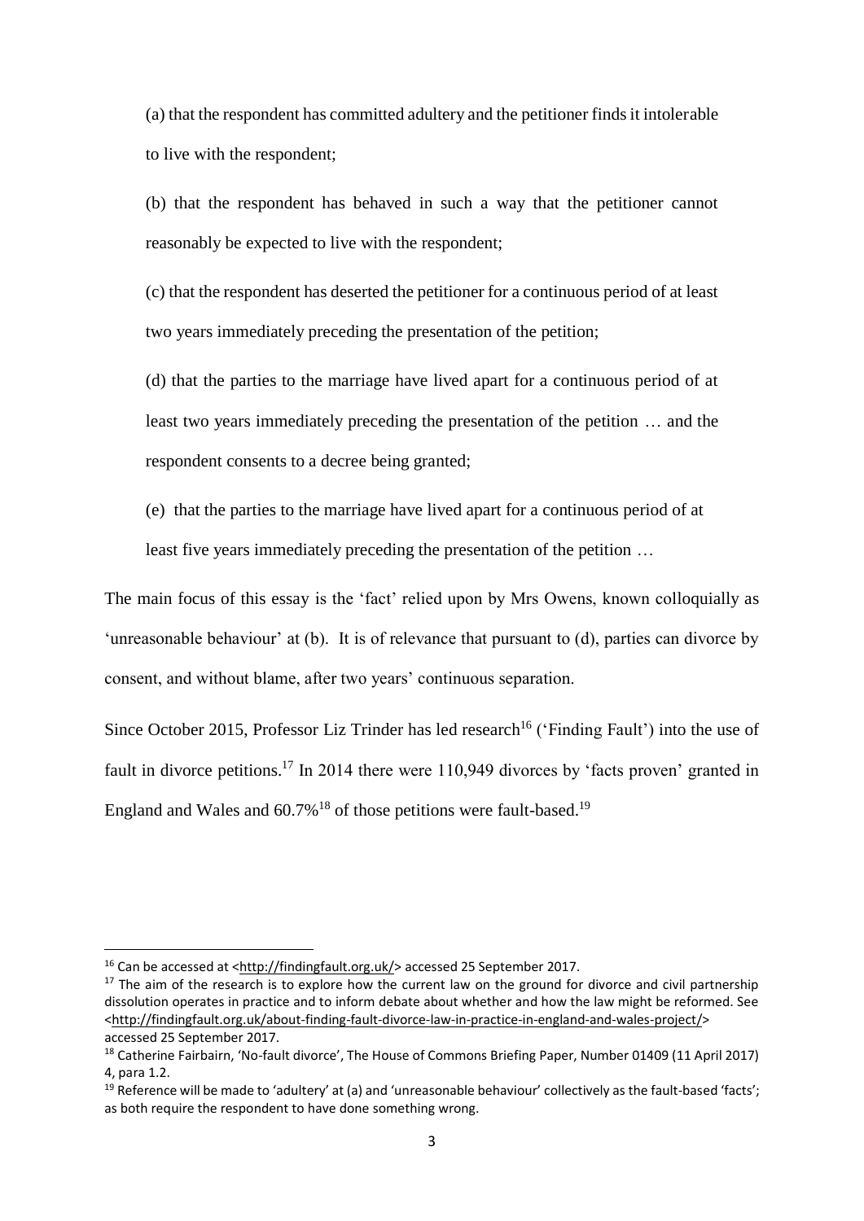(a) that the respondent has committed adultery and the petitioner finds it intolerable to live with the respondent;

(b) that the respondent has behaved in such a way that the petitioner cannot reasonably be expected to live with the respondent;

(c) that the respondent has deserted the petitioner for a continuous period of at least two years immediately preceding the presentation of the petition;

(d) that the parties to the marriage have lived apart for a continuous period of at least two years immediately preceding the presentation of the petition … and the respondent consents to a decree being granted;

(e) that the parties to the marriage have lived apart for a continuous period of at least five years immediately preceding the presentation of the petition …

The main focus of this essay is the 'fact' relied upon by Mrs Owens, known colloquially as 'unreasonable behaviour' at (b). It is of relevance that pursuant to (d), parties can divorce by consent, and without blame, after two years' continuous separation.

Since October 2015, Professor Liz Trinder has led research[16] ('Finding Fault') into the use of fault in divorce petitions.[17] In 2014 there were 110,949 divorces by 'facts proven' granted in England and Wales and 60.7%[18] of those petitions were fault-based.[19]

---

[16] Can be accessed at <http://findingfault.org.uk/> accessed 25 September 2017.

[17] The aim of the research is to explore how the current law on the ground for divorce and civil partnership dissolution operates in practice and to inform debate about whether and how the law might be reformed. See <http://findingfault.org.uk/about-finding-fault-divorce-law-in-practice-in-england-and-wales-project/> accessed 25 September 2017.

[18] Catherine Fairbairn, 'No-fault divorce', The House of Commons Briefing Paper, Number 01409 (11 April 2017) 4, para 1.2.

[19] Reference will be made to 'adultery' at (a) and 'unreasonable behaviour' collectively as the fault-based 'facts'; as both require the respondent to have done something wrong.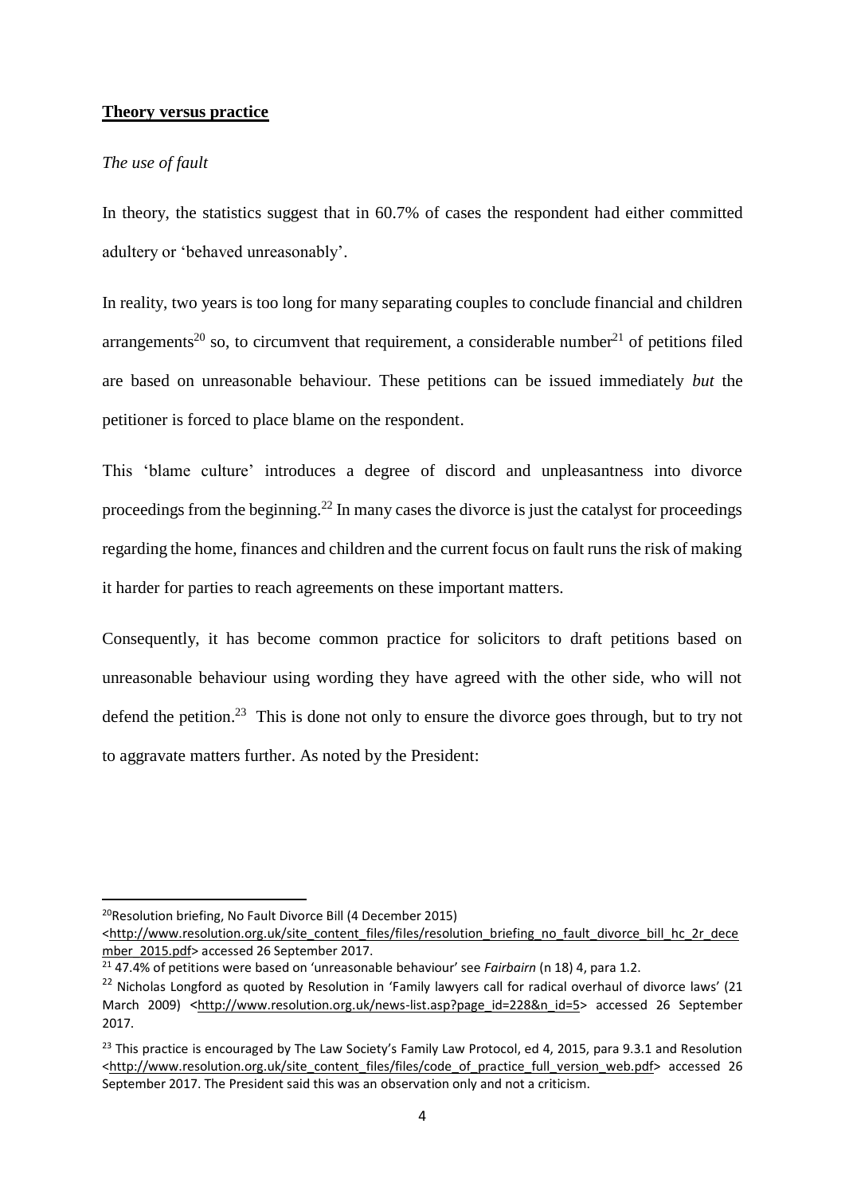## **Theory versus practice**

*The use of fault*

In theory, the statistics suggest that in 60.7% of cases the respondent had either committed adultery or 'behaved unreasonably'.

In reality, two years is too long for many separating couples to conclude financial and children arrangements[20] so, to circumvent that requirement, a considerable number[21] of petitions filed are based on unreasonable behaviour. These petitions can be issued immediately *but* the petitioner is forced to place blame on the respondent.

This 'blame culture' introduces a degree of discord and unpleasantness into divorce proceedings from the beginning.[22] In many cases the divorce is just the catalyst for proceedings regarding the home, finances and children and the current focus on fault runs the risk of making it harder for parties to reach agreements on these important matters.

Consequently, it has become common practice for solicitors to draft petitions based on unreasonable behaviour using wording they have agreed with the other side, who will not defend the petition.[23] This is done not only to ensure the divorce goes through, but to try not to aggravate matters further. As noted by the President:

---

[20] Resolution briefing, No Fault Divorce Bill (4 December 2015) <http://www.resolution.org.uk/site_content_files/files/resolution_briefing_no_fault_divorce_bill_hc_2r_december_2015.pdf> accessed 26 September 2017.

[21] 47.4% of petitions were based on 'unreasonable behaviour' see *Fairbairn* (n 18) 4, para 1.2.

[22] Nicholas Longford as quoted by Resolution in 'Family lawyers call for radical overhaul of divorce laws' (21 March 2009) <http://www.resolution.org.uk/news-list.asp?page_id=228&n_id=5> accessed 26 September 2017.

[23] This practice is encouraged by The Law Society's Family Law Protocol, ed 4, 2015, para 9.3.1 and Resolution <http://www.resolution.org.uk/site_content_files/files/code_of_practice_full_version_web.pdf> accessed 26 September 2017. The President said this was an observation only and not a criticism.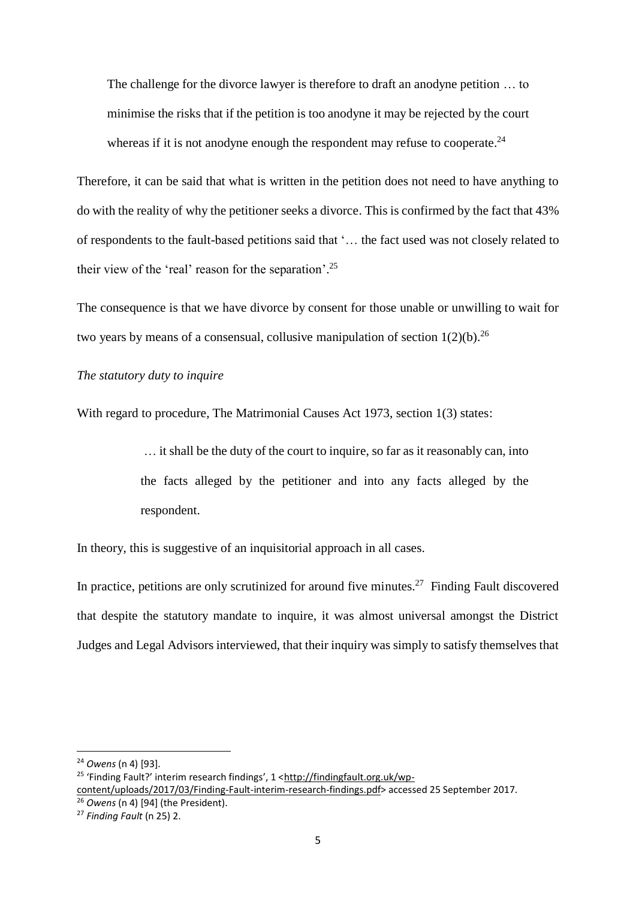> The challenge for the divorce lawyer is therefore to draft an anodyne petition … to minimise the risks that if the petition is too anodyne it may be rejected by the court whereas if it is not anodyne enough the respondent may refuse to cooperate.[24]

Therefore, it can be said that what is written in the petition does not need to have anything to do with the reality of why the petitioner seeks a divorce. This is confirmed by the fact that 43% of respondents to the fault-based petitions said that '… the fact used was not closely related to their view of the 'real' reason for the separation'.[25]

The consequence is that we have divorce by consent for those unable or unwilling to wait for two years by means of a consensual, collusive manipulation of section 1(2)(b).[26]

*The statutory duty to inquire*

With regard to procedure, The Matrimonial Causes Act 1973, section 1(3) states:

> … it shall be the duty of the court to inquire, so far as it reasonably can, into the facts alleged by the petitioner and into any facts alleged by the respondent.

In theory, this is suggestive of an inquisitorial approach in all cases.

In practice, petitions are only scrutinized for around five minutes.[27] Finding Fault discovered that despite the statutory mandate to inquire, it was almost universal amongst the District Judges and Legal Advisors interviewed, that their inquiry was simply to satisfy themselves that

---

[24] *Owens* (n 4) [93].

[25] 'Finding Fault?' interim research findings', 1 <http://findingfault.org.uk/wp-content/uploads/2017/03/Finding-Fault-interim-research-findings.pdf> accessed 25 September 2017.

[26] *Owens* (n 4) [94] (the President).

[27] *Finding Fault* (n 25) 2.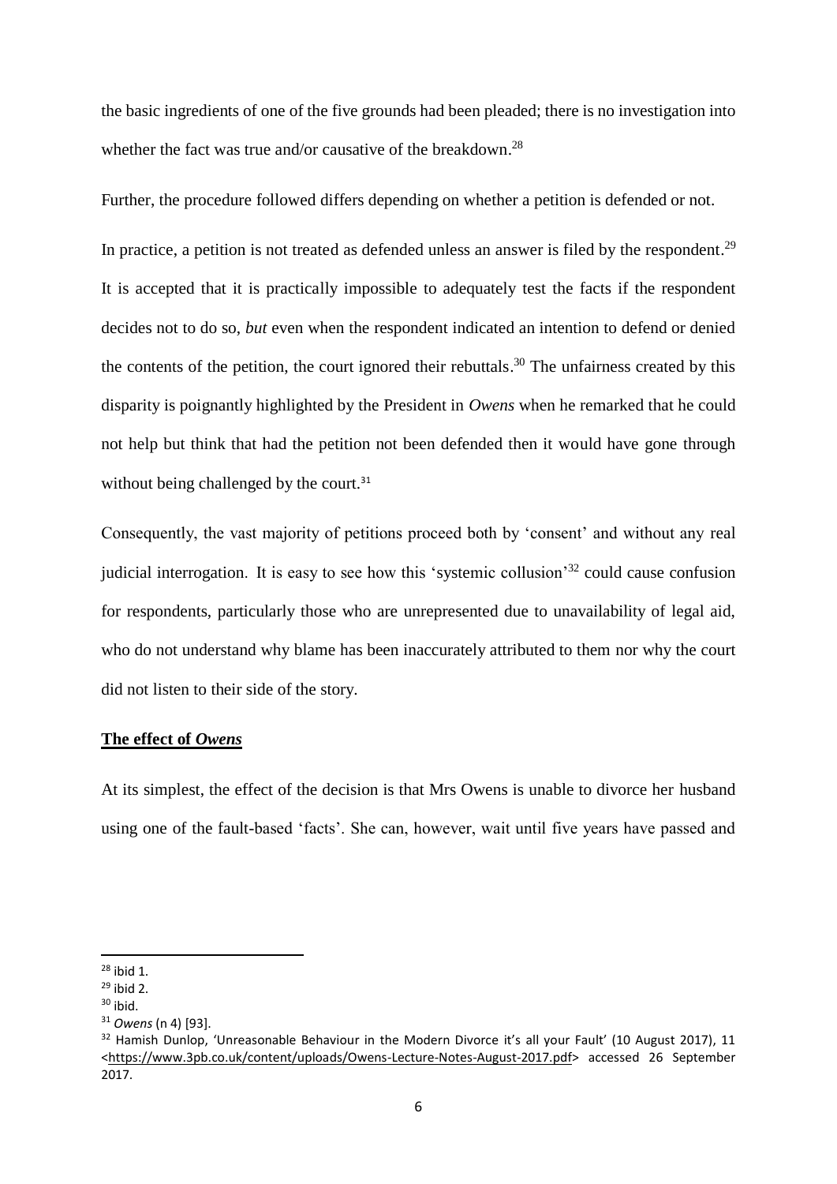the basic ingredients of one of the five grounds had been pleaded; there is no investigation into whether the fact was true and/or causative of the breakdown.[28]

Further, the procedure followed differs depending on whether a petition is defended or not.

In practice, a petition is not treated as defended unless an answer is filed by the respondent.[29] It is accepted that it is practically impossible to adequately test the facts if the respondent decides not to do so, *but* even when the respondent indicated an intention to defend or denied the contents of the petition, the court ignored their rebuttals.[30] The unfairness created by this disparity is poignantly highlighted by the President in *Owens* when he remarked that he could not help but think that had the petition not been defended then it would have gone through without being challenged by the court.[31]

Consequently, the vast majority of petitions proceed both by 'consent' and without any real judicial interrogation. It is easy to see how this 'systemic collusion'[32] could cause confusion for respondents, particularly those who are unrepresented due to unavailability of legal aid, who do not understand why blame has been inaccurately attributed to them nor why the court did not listen to their side of the story.

## **The effect of *Owens***

At its simplest, the effect of the decision is that Mrs Owens is unable to divorce her husband using one of the fault-based 'facts'. She can, however, wait until five years have passed and

---

[28] ibid 1.

[29] ibid 2.

[30] ibid.

[31] *Owens* (n 4) [93].

[32] Hamish Dunlop, 'Unreasonable Behaviour in the Modern Divorce it's all your Fault' (10 August 2017), 11 <https://www.3pb.co.uk/content/uploads/Owens-Lecture-Notes-August-2017.pdf> accessed 26 September 2017.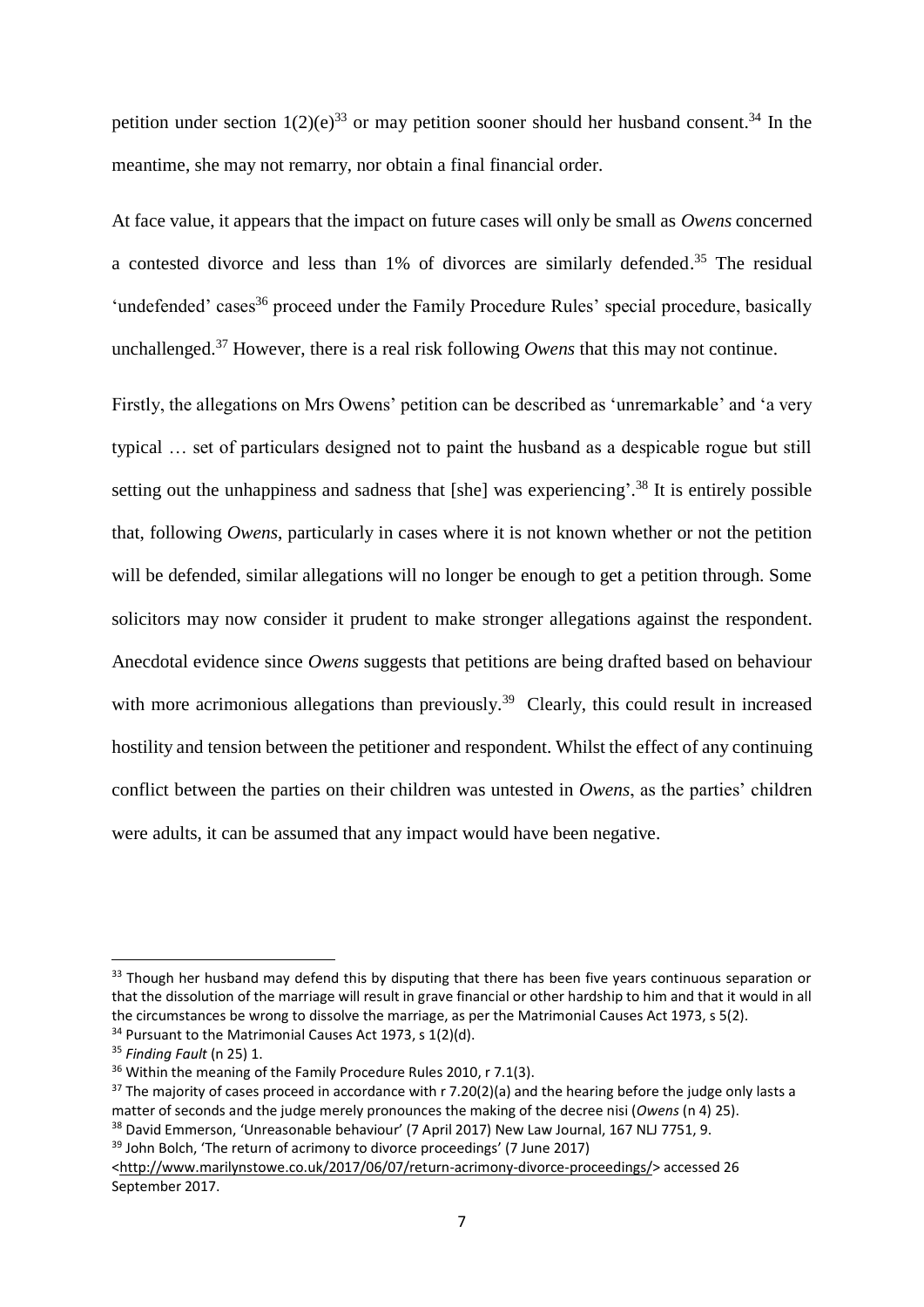petition under section 1(2)(e)[33] or may petition sooner should her husband consent.[34] In the meantime, she may not remarry, nor obtain a final financial order.

At face value, it appears that the impact on future cases will only be small as *Owens* concerned a contested divorce and less than 1% of divorces are similarly defended.[35] The residual 'undefended' cases[36] proceed under the Family Procedure Rules' special procedure, basically unchallenged.[37] However, there is a real risk following *Owens* that this may not continue.

Firstly, the allegations on Mrs Owens' petition can be described as 'unremarkable' and 'a very typical … set of particulars designed not to paint the husband as a despicable rogue but still setting out the unhappiness and sadness that [she] was experiencing'.[38] It is entirely possible that, following *Owens*, particularly in cases where it is not known whether or not the petition will be defended, similar allegations will no longer be enough to get a petition through. Some solicitors may now consider it prudent to make stronger allegations against the respondent. Anecdotal evidence since *Owens* suggests that petitions are being drafted based on behaviour with more acrimonious allegations than previously.[39] Clearly, this could result in increased hostility and tension between the petitioner and respondent. Whilst the effect of any continuing conflict between the parties on their children was untested in *Owens*, as the parties' children were adults, it can be assumed that any impact would have been negative.

---

[33] Though her husband may defend this by disputing that there has been five years continuous separation or that the dissolution of the marriage will result in grave financial or other hardship to him and that it would in all the circumstances be wrong to dissolve the marriage, as per the Matrimonial Causes Act 1973, s 5(2).

[34] Pursuant to the Matrimonial Causes Act 1973, s 1(2)(d).

[35] *Finding Fault* (n 25) 1.

[36] Within the meaning of the Family Procedure Rules 2010, r 7.1(3).

[37] The majority of cases proceed in accordance with r 7.20(2)(a) and the hearing before the judge only lasts a matter of seconds and the judge merely pronounces the making of the decree nisi (*Owens* (n 4) 25).

[38] David Emmerson, 'Unreasonable behaviour' (7 April 2017) New Law Journal, 167 NLJ 7751, 9.

[39] John Bolch, 'The return of acrimony to divorce proceedings' (7 June 2017) <http://www.marilynstowe.co.uk/2017/06/07/return-acrimony-divorce-proceedings/> accessed 26 September 2017.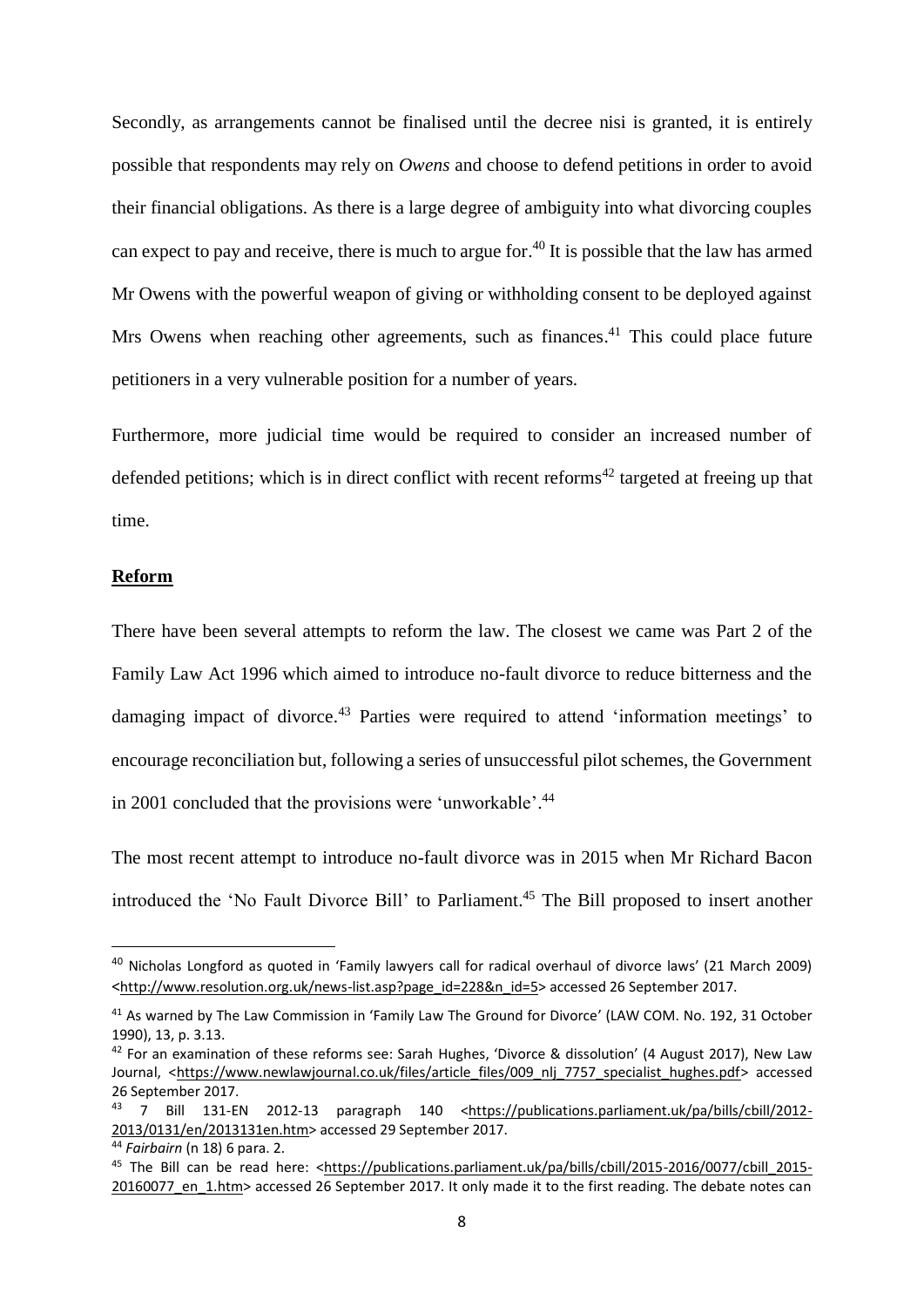Secondly, as arrangements cannot be finalised until the decree nisi is granted, it is entirely possible that respondents may rely on *Owens* and choose to defend petitions in order to avoid their financial obligations. As there is a large degree of ambiguity into what divorcing couples can expect to pay and receive, there is much to argue for.[40] It is possible that the law has armed Mr Owens with the powerful weapon of giving or withholding consent to be deployed against Mrs Owens when reaching other agreements, such as finances.[41] This could place future petitioners in a very vulnerable position for a number of years.

Furthermore, more judicial time would be required to consider an increased number of defended petitions; which is in direct conflict with recent reforms[42] targeted at freeing up that time.

## Reform

There have been several attempts to reform the law. The closest we came was Part 2 of the Family Law Act 1996 which aimed to introduce no-fault divorce to reduce bitterness and the damaging impact of divorce.[43] Parties were required to attend 'information meetings' to encourage reconciliation but, following a series of unsuccessful pilot schemes, the Government in 2001 concluded that the provisions were 'unworkable'.[44]

The most recent attempt to introduce no-fault divorce was in 2015 when Mr Richard Bacon introduced the 'No Fault Divorce Bill' to Parliament.[45] The Bill proposed to insert another

---

[40] Nicholas Longford as quoted in 'Family lawyers call for radical overhaul of divorce laws' (21 March 2009) <http://www.resolution.org.uk/news-list.asp?page_id=228&n_id=5> accessed 26 September 2017.

[41] As warned by The Law Commission in 'Family Law The Ground for Divorce' (LAW COM. No. 192, 31 October 1990), 13, p. 3.13.

[42] For an examination of these reforms see: Sarah Hughes, 'Divorce & dissolution' (4 August 2017), New Law Journal, <https://www.newlawjournal.co.uk/files/article_files/009_nlj_7757_specialist_hughes.pdf> accessed 26 September 2017.

[43] 7 Bill 131-EN 2012-13 paragraph 140 <https://publications.parliament.uk/pa/bills/cbill/2012-2013/0131/en/2013131en.htm> accessed 29 September 2017.

[44] *Fairbairn* (n 18) 6 para. 2.

[45] The Bill can be read here: <https://publications.parliament.uk/pa/bills/cbill/2015-2016/0077/cbill_2015-20160077_en_1.htm> accessed 26 September 2017. It only made it to the first reading. The debate notes can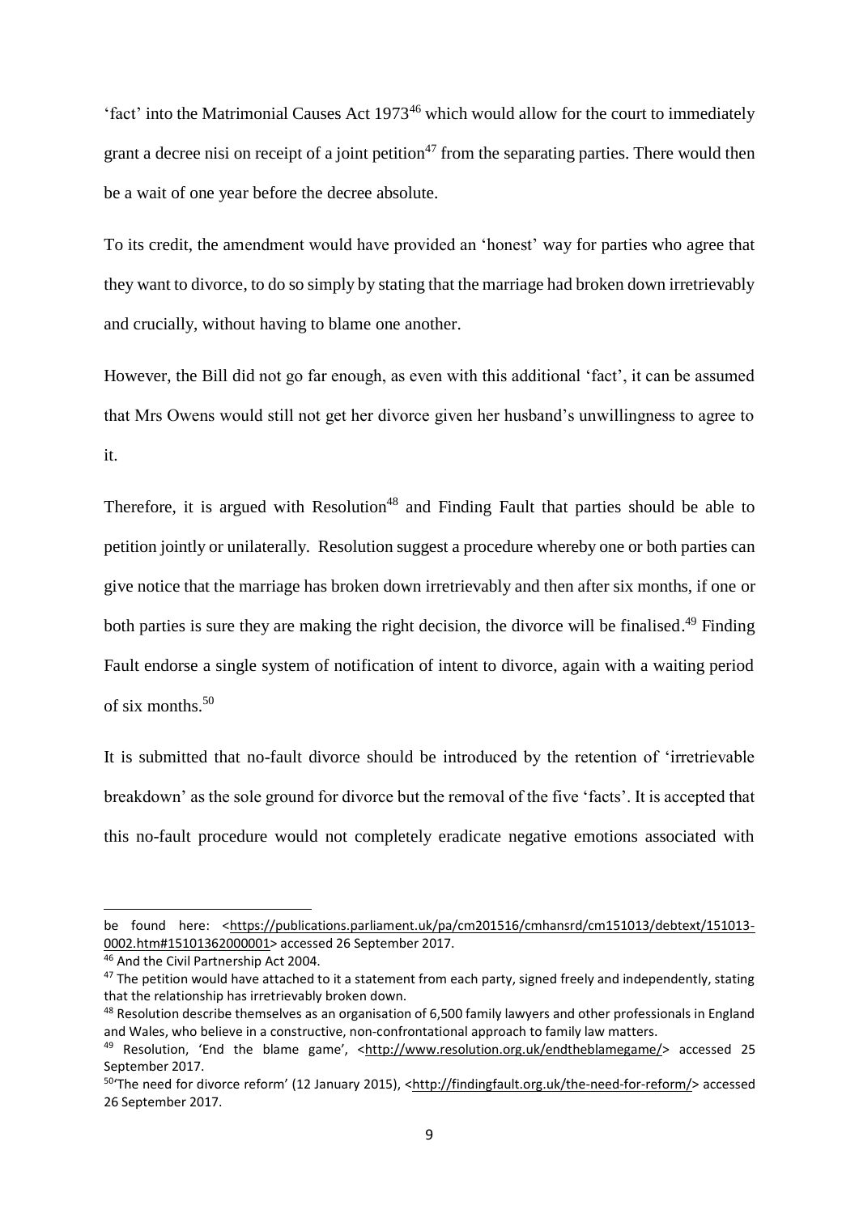'fact' into the Matrimonial Causes Act 1973[46] which would allow for the court to immediately grant a decree nisi on receipt of a joint petition[47] from the separating parties. There would then be a wait of one year before the decree absolute.

To its credit, the amendment would have provided an 'honest' way for parties who agree that they want to divorce, to do so simply by stating that the marriage had broken down irretrievably and crucially, without having to blame one another.

However, the Bill did not go far enough, as even with this additional 'fact', it can be assumed that Mrs Owens would still not get her divorce given her husband's unwillingness to agree to it.

Therefore, it is argued with Resolution[48] and Finding Fault that parties should be able to petition jointly or unilaterally. Resolution suggest a procedure whereby one or both parties can give notice that the marriage has broken down irretrievably and then after six months, if one or both parties is sure they are making the right decision, the divorce will be finalised.[49] Finding Fault endorse a single system of notification of intent to divorce, again with a waiting period of six months.[50]

It is submitted that no-fault divorce should be introduced by the retention of 'irretrievable breakdown' as the sole ground for divorce but the removal of the five 'facts'. It is accepted that this no-fault procedure would not completely eradicate negative emotions associated with

---

be found here: <https://publications.parliament.uk/pa/cm201516/cmhansrd/cm151013/debtext/151013-0002.htm#15101362000001> accessed 26 September 2017.

[46] And the Civil Partnership Act 2004.

[47] The petition would have attached to it a statement from each party, signed freely and independently, stating that the relationship has irretrievably broken down.

[48] Resolution describe themselves as an organisation of 6,500 family lawyers and other professionals in England and Wales, who believe in a constructive, non-confrontational approach to family law matters.

[49] Resolution, 'End the blame game', <http://www.resolution.org.uk/endtheblamegame/> accessed 25 September 2017.

[50] 'The need for divorce reform' (12 January 2015), <http://findingfault.org.uk/the-need-for-reform/> accessed 26 September 2017.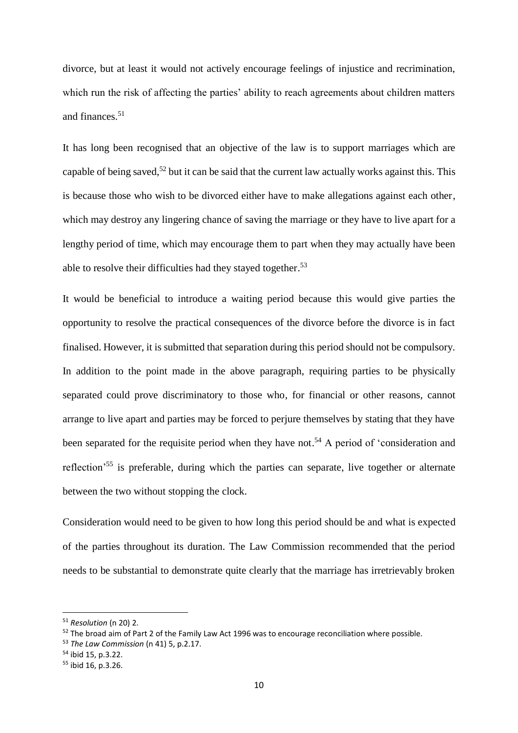divorce, but at least it would not actively encourage feelings of injustice and recrimination, which run the risk of affecting the parties' ability to reach agreements about children matters and finances.[51]

It has long been recognised that an objective of the law is to support marriages which are capable of being saved,[52] but it can be said that the current law actually works against this. This is because those who wish to be divorced either have to make allegations against each other, which may destroy any lingering chance of saving the marriage or they have to live apart for a lengthy period of time, which may encourage them to part when they may actually have been able to resolve their difficulties had they stayed together.[53]

It would be beneficial to introduce a waiting period because this would give parties the opportunity to resolve the practical consequences of the divorce before the divorce is in fact finalised. However, it is submitted that separation during this period should not be compulsory. In addition to the point made in the above paragraph, requiring parties to be physically separated could prove discriminatory to those who, for financial or other reasons, cannot arrange to live apart and parties may be forced to perjure themselves by stating that they have been separated for the requisite period when they have not.[54] A period of 'consideration and reflection'[55] is preferable, during which the parties can separate, live together or alternate between the two without stopping the clock.

Consideration would need to be given to how long this period should be and what is expected of the parties throughout its duration. The Law Commission recommended that the period needs to be substantial to demonstrate quite clearly that the marriage has irretrievably broken

---

[51] *Resolution* (n 20) 2.

[52] The broad aim of Part 2 of the Family Law Act 1996 was to encourage reconciliation where possible.

[53] *The Law Commission* (n 41) 5, p.2.17.

[54] ibid 15, p.3.22.

[55] ibid 16, p.3.26.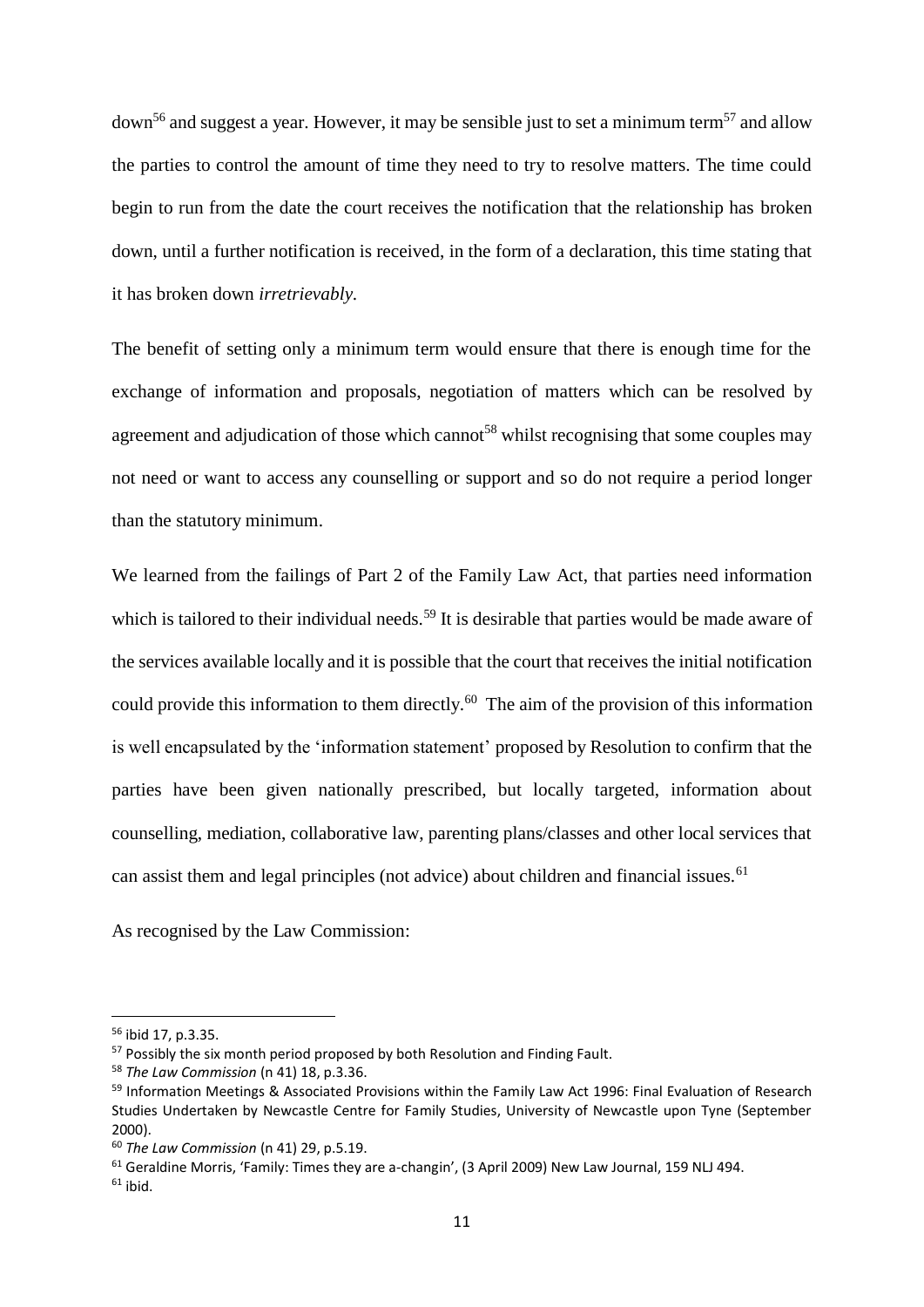down[56] and suggest a year. However, it may be sensible just to set a minimum term[57] and allow the parties to control the amount of time they need to try to resolve matters. The time could begin to run from the date the court receives the notification that the relationship has broken down, until a further notification is received, in the form of a declaration, this time stating that it has broken down *irretrievably.*

The benefit of setting only a minimum term would ensure that there is enough time for the exchange of information and proposals, negotiation of matters which can be resolved by agreement and adjudication of those which cannot[58] whilst recognising that some couples may not need or want to access any counselling or support and so do not require a period longer than the statutory minimum.

We learned from the failings of Part 2 of the Family Law Act, that parties need information which is tailored to their individual needs.[59] It is desirable that parties would be made aware of the services available locally and it is possible that the court that receives the initial notification could provide this information to them directly.[60] The aim of the provision of this information is well encapsulated by the 'information statement' proposed by Resolution to confirm that the parties have been given nationally prescribed, but locally targeted, information about counselling, mediation, collaborative law, parenting plans/classes and other local services that can assist them and legal principles (not advice) about children and financial issues.[61]

As recognised by the Law Commission:

---

[56] ibid 17, p.3.35.

[57] Possibly the six month period proposed by both Resolution and Finding Fault.

[58] *The Law Commission* (n 41) 18, p.3.36.

[59] Information Meetings & Associated Provisions within the Family Law Act 1996: Final Evaluation of Research Studies Undertaken by Newcastle Centre for Family Studies, University of Newcastle upon Tyne (September 2000).

[60] *The Law Commission* (n 41) 29, p.5.19.

[61] Geraldine Morris, 'Family: Times they are a-changin', (3 April 2009) New Law Journal, 159 NLJ 494.

[61] ibid.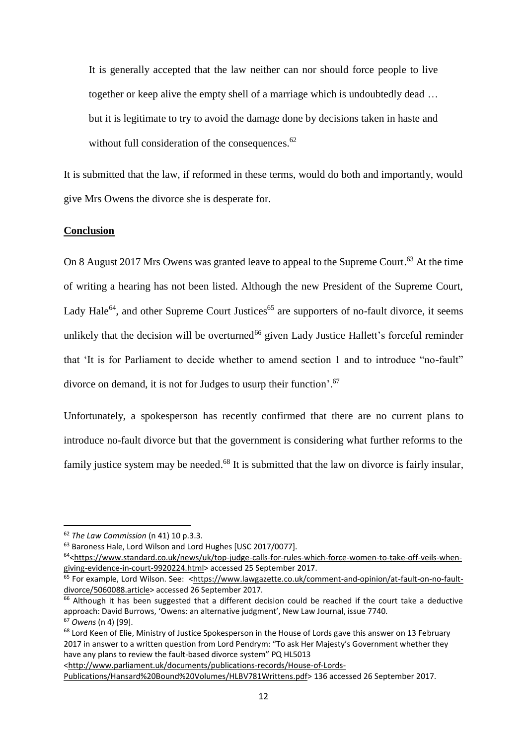> It is generally accepted that the law neither can nor should force people to live together or keep alive the empty shell of a marriage which is undoubtedly dead … but it is legitimate to try to avoid the damage done by decisions taken in haste and without full consideration of the consequences.[62]

It is submitted that the law, if reformed in these terms, would do both and importantly, would give Mrs Owens the divorce she is desperate for.

## Conclusion

On 8 August 2017 Mrs Owens was granted leave to appeal to the Supreme Court.[63] At the time of writing a hearing has not been listed. Although the new President of the Supreme Court, Lady Hale[64], and other Supreme Court Justices[65] are supporters of no-fault divorce, it seems unlikely that the decision will be overturned[66] given Lady Justice Hallett's forceful reminder that 'It is for Parliament to decide whether to amend section 1 and to introduce "no-fault" divorce on demand, it is not for Judges to usurp their function'.[67]

Unfortunately, a spokesperson has recently confirmed that there are no current plans to introduce no-fault divorce but that the government is considering what further reforms to the family justice system may be needed.[68] It is submitted that the law on divorce is fairly insular,

---

[62] *The Law Commission* (n 41) 10 p.3.3.

[63] Baroness Hale, Lord Wilson and Lord Hughes [USC 2017/0077].

[64] <https://www.standard.co.uk/news/uk/top-judge-calls-for-rules-which-force-women-to-take-off-veils-when-giving-evidence-in-court-9920224.html> accessed 25 September 2017.

[65] For example, Lord Wilson. See: <https://www.lawgazette.co.uk/comment-and-opinion/at-fault-on-no-fault-divorce/5060088.article> accessed 26 September 2017.

[66] Although it has been suggested that a different decision could be reached if the court take a deductive approach: David Burrows, 'Owens: an alternative judgment', New Law Journal, issue 7740.

[67] *Owens* (n 4) [99].

[68] Lord Keen of Elie, Ministry of Justice Spokesperson in the House of Lords gave this answer on 13 February 2017 in answer to a written question from Lord Pendrym: "To ask Her Majesty's Government whether they have any plans to review the fault-based divorce system" PQ HL5013 <http://www.parliament.uk/documents/publications-records/House-of-Lords-Publications/Hansard%20Bound%20Volumes/HLBV781Writtens.pdf> 136 accessed 26 September 2017.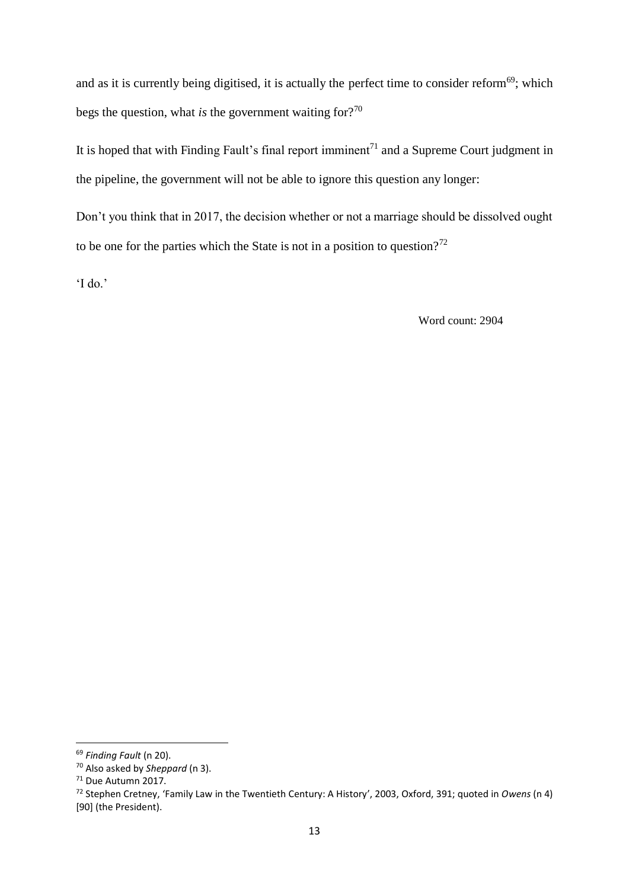and as it is currently being digitised, it is actually the perfect time to consider reform[69]; which begs the question, what *is* the government waiting for?[70]

It is hoped that with Finding Fault's final report imminent[71] and a Supreme Court judgment in the pipeline, the government will not be able to ignore this question any longer:

Don't you think that in 2017, the decision whether or not a marriage should be dissolved ought to be one for the parties which the State is not in a position to question?[72]

'I do.'

Word count: 2904

---

[69] *Finding Fault* (n 20).

[70] Also asked by *Sheppard* (n 3).

[71] Due Autumn 2017.

[72] Stephen Cretney, 'Family Law in the Twentieth Century: A History', 2003, Oxford, 391; quoted in *Owens* (n 4) [90] (the President).